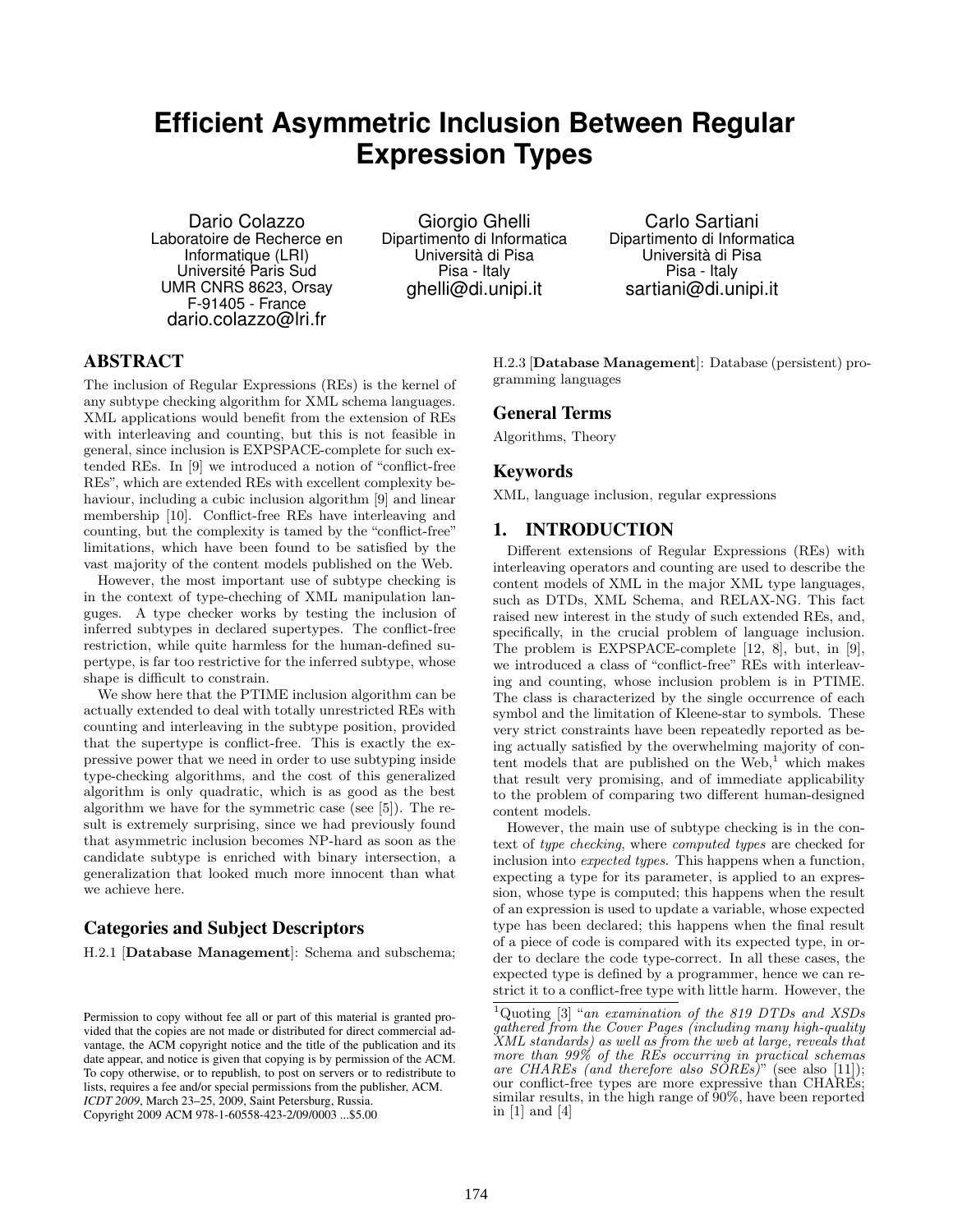# Efficient Asymmetric Inclusion Between Regular Expression Types

Dario Colazzo
Laboratoire de Recherce en Informatique (LRI)
Université Paris Sud
UMR CNRS 8623, Orsay
F-91405 - France
dario.colazzo@lri.fr

Giorgio Ghelli
Dipartimento di Informatica
Università di Pisa
Pisa - Italy
ghelli@di.unipi.it

Carlo Sartiani
Dipartimento di Informatica
Università di Pisa
Pisa - Italy
sartiani@di.unipi.it

## ABSTRACT

The inclusion of Regular Expressions (REs) is the kernel of any subtype checking algorithm for XML schema languages. XML applications would benefit from the extension of REs with interleaving and counting, but this is not feasible in general, since inclusion is EXPSPACE-complete for such extended REs. In [9] we introduced a notion of "conflict-free REs", which are extended REs with excellent complexity behaviour, including a cubic inclusion algorithm [9] and linear membership [10]. Conflict-free REs have interleaving and counting, but the complexity is tamed by the "conflict-free" limitations, which have been found to be satisfied by the vast majority of the content models published on the Web.

However, the most important use of subtype checking is in the context of type-cheching of XML manipulation languges. A type checker works by testing the inclusion of inferred subtypes in declared supertypes. The conflict-free restriction, while quite harmless for the human-defined supertype, is far too restrictive for the inferred subtype, whose shape is difficult to constrain.

We show here that the PTIME inclusion algorithm can be actually extended to deal with totally unrestricted REs with counting and interleaving in the subtype position, provided that the supertype is conflict-free. This is exactly the expressive power that we need in order to use subtyping inside type-checking algorithms, and the cost of this generalized algorithm is only quadratic, which is as good as the best algorithm we have for the symmetric case (see [5]). The result is extremely surprising, since we had previously found that asymmetric inclusion becomes NP-hard as soon as the candidate subtype is enriched with binary intersection, a generalization that looked much more innocent than what we achieve here.

### Categories and Subject Descriptors

H.2.1 [**Database Management**]: Schema and subschema; H.2.3 [**Database Management**]: Database (persistent) programming languages

### General Terms

Algorithms, Theory

### Keywords

XML, language inclusion, regular expressions

## 1. INTRODUCTION

Different extensions of Regular Expressions (REs) with interleaving operators and counting are used to describe the content models of XML in the major XML type languages, such as DTDs, XML Schema, and RELAX-NG. This fact raised new interest in the study of such extended REs, and, specifically, in the crucial problem of language inclusion. The problem is EXPSPACE-complete [12, 8], but, in [9], we introduced a class of "conflict-free" REs with interleaving and counting, whose inclusion problem is in PTIME. The class is characterized by the single occurrence of each symbol and the limitation of Kleene-star to symbols. These very strict constraints have been repeatedly reported as being actually satisfied by the overwhelming majority of content models that are published on the Web,[1] which makes that result very promising, and of immediate applicability to the problem of comparing two different human-designed content models.

However, the main use of subtype checking is in the context of *type checking*, where *computed types* are checked for inclusion into *expected types*. This happens when a function, expecting a type for its parameter, is applied to an expression, whose type is computed; this happens when the result of an expression is used to update a variable, whose expected type has been declared; this happens when the final result of a piece of code is compared with its expected type, in order to declare the code type-correct. In all these cases, the expected type is defined by a programmer, hence we can restrict it to a conflict-free type with little harm. However, the

[1]Quoting [3] "*an examination of the 819 DTDs and XSDs gathered from the Cover Pages (including many high-quality XML standards) as well as from the web at large, reveals that more than 99% of the REs occurring in practical schemas are CHAREs (and therefore also SOREs)*" (see also [11]); our conflict-free types are more expressive than CHAREs; similar results, in the high range of 90%, have been reported in [1] and [4]

Permission to copy without fee all or part of this material is granted provided that the copies are not made or distributed for direct commercial advantage, the ACM copyright notice and the title of the publication and its date appear, and notice is given that copying is by permission of the ACM. To copy otherwise, or to republish, to post on servers or to redistribute to lists, requires a fee and/or special permissions from the publisher, ACM.
*ICDT 2009*, March 23–25, 2009, Saint Petersburg, Russia.
Copyright 2009 ACM 978-1-60558-423-2/09/0003 ...$5.00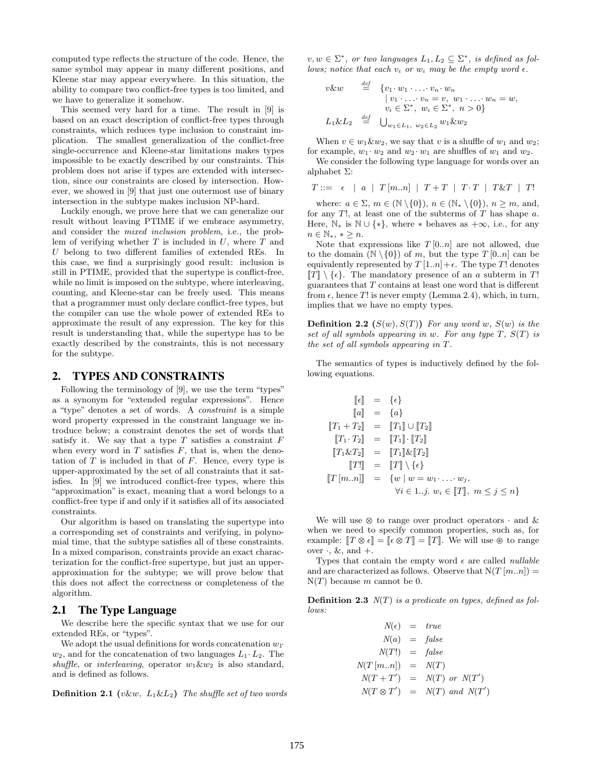computed type reflects the structure of the code. Hence, the same symbol may appear in many different positions, and Kleene star may appear everywhere. In this situation, the ability to compare two conflict-free types is too limited, and we have to generalize it somehow.

This seemed very hard for a time. The result in [9] is based on an exact description of conflict-free types through constraints, which reduces type inclusion to constraint implication. The smallest generalization of the conflict-free single-occurrence and Kleene-star limitations makes types impossible to be exactly described by our constraints. This problem does not arise if types are extended with intersection, since our constraints are closed by intersection. However, we showed in [9] that just one outermost use of binary intersection in the subtype makes inclusion NP-hard.

Luckily enough, we prove here that we can generalize our result without leaving PTIME if we embrace asymmetry, and consider the *mixed inclusion problem*, i.e., the problem of verifying whether $T$ is included in $U$, where $T$ and $U$ belong to two different families of extended REs. In this case, we find a surprisingly good result: inclusion is still in PTIME, provided that the supertype is conflict-free, while no limit is imposed on the subtype, where interleaving, counting, and Kleene-star can be freely used. This means that a programmer must only declare conflict-free types, but the compiler can use the whole power of extended REs to approximate the result of any expression. The key for this result is understanding that, while the supertype has to be exactly described by the constraints, this is not necessary for the subtype.

## 2. TYPES AND CONSTRAINTS

Following the terminology of [9], we use the term "types" as a synonym for "extended regular expressions". Hence a "type" denotes a set of words. A *constraint* is a simple word property expressed in the constraint language we introduce below; a constraint denotes the set of words that satisfy it. We say that a type $T$ satisfies a constraint $F$ when every word in $T$ satisfies $F$, that is, when the denotation of $T$ is included in that of $F$. Hence, every type is upper-approximated by the set of all constraints that it satisfies. In [9] we introduced conflict-free types, where this "approximation" is exact, meaning that a word belongs to a conflict-free type if and only if it satisfies all of its associated constraints.

Our algorithm is based on translating the supertype into a corresponding set of constraints and verifying, in polynomial time, that the subtype satisfies all of these constraints. In a mixed comparison, constraints provide an exact characterization for the conflict-free supertype, but just an upper-approximation for the subtype; we will prove below that this does not affect the correctness or completeness of the algorithm.

### 2.1 The Type Language

We describe here the specific syntax that we use for our extended REs, or "types".

We adopt the usual definitions for words concatenation $w_1 \cdot w_2$, and for the concatenation of two languages $L_1 \cdot L_2$. The *shuffle*, or *interleaving*, operator $w_1 \& w_2$ is also standard, and is defined as follows.

**Definition 2.1** ($v\&w$, $L_1\&L_2$) *The shuffle set of two words $v, w \in \Sigma^*$, or two languages $L_1, L_2 \subseteq \Sigma^*$, is defined as follows; notice that each $v_i$ or $w_i$ may be the empty word $\epsilon$.*

$$
\begin{aligned}
v\&w \quad &\stackrel{def}{=} \quad \{v_1 \cdot w_1 \cdot \ldots \cdot v_n \cdot w_n \\
&\qquad\quad \mid v_1 \cdot \ldots \cdot v_n = v,\ w_1 \cdot \ldots \cdot w_n = w, \\
&\qquad\quad\ \ v_i \in \Sigma^*,\ w_i \in \Sigma^*,\ n > 0\} \\
L_1\&L_2 \quad &\stackrel{def}{=} \quad \textstyle\bigcup_{w_1 \in L_1,\ w_2 \in L_2} w_1\&w_2
\end{aligned}
$$

When $v \in w_1\&w_2$, we say that $v$ is a shuffle of $w_1$ and $w_2$; for example, $w_1 \cdot w_2$ and $w_2 \cdot w_1$ are shuffles of $w_1$ and $w_2$.

We consider the following type language for words over an alphabet $\Sigma$:

$$T ::= \ \epsilon \ \mid \ a \ \mid \ T\,[m..n] \ \mid \ T + T \ \mid \ T \cdot T \ \mid \ T\&T \ \mid \ T!$$

where: $a \in \Sigma$, $m \in (\mathbb{N} \setminus \{0\})$, $n \in (\mathbb{N}_* \setminus \{0\})$, $n \geq m$, and, for any $T!$, at least one of the subterms of $T$ has shape $a$. Here, $\mathbb{N}_*$ is $\mathbb{N} \cup \{*\}$, where $*$ behaves as $+\infty$, i.e., for any $n \in \mathbb{N}_*$, $* \geq n$.

Note that expressions like $T\,[0..n]$ are not allowed, due to the domain $(\mathbb{N} \setminus \{0\})$ of $m$, but the type $T\,[0..n]$ can be equivalently represented by $T\,[1..n] + \epsilon$. The type $T!$ denotes $[\![T]\!] \setminus \{\epsilon\}$. The mandatory presence of an $a$ subterm in $T!$ guarantees that $T$ contains at least one word that is different from $\epsilon$, hence $T!$ is never empty (Lemma 2.4), which, in turn, implies that we have no empty types.

**Definition 2.2** ($S(w), S(T)$) *For any word $w$, $S(w)$ is the set of all symbols appearing in $w$. For any type $T$, $S(T)$ is the set of all symbols appearing in $T$.*

The semantics of types is inductively defined by the following equations.

$$
\begin{aligned}
[\![\epsilon]\!] &= \{\epsilon\} \\
[\![a]\!] &= \{a\} \\
[\![T_1 + T_2]\!] &= [\![T_1]\!] \cup [\![T_2]\!] \\
[\![T_1 \cdot T_2]\!] &= [\![T_1]\!] \cdot [\![T_2]\!] \\
[\![T_1 \& T_2]\!] &= [\![T_1]\!] \& [\![T_2]\!] \\
[\![T!]\!] &= [\![T]\!] \setminus \{\epsilon\} \\
[\![T\,[m..n]]\!] &= \{w \mid w = w_1 \cdot \ldots \cdot w_j, \\
&\qquad \forall i \in 1..j.\ w_i \in [\![T]\!],\ m \leq j \leq n\}
\end{aligned}
$$

We will use $\otimes$ to range over product operators $\cdot$ and $\&$ when we need to specify common properties, such as, for example: $[\![T \otimes \epsilon]\!] = [\![\epsilon \otimes T]\!] = [\![T]\!]$. We will use $\circledast$ to range over $\cdot$, $\&$, and $+$.

Types that contain the empty word $\epsilon$ are called *nullable* and are characterized as follows. Observe that $\mathrm{N}(T\,[m..n]) = \mathrm{N}(T)$ because $m$ cannot be 0.

**Definition 2.3** *$N(T)$ is a predicate on types, defined as follows:*

$$
\begin{aligned}
N(\epsilon) &= \mathit{true} \\
N(a) &= \mathit{false} \\
N(T!) &= \mathit{false} \\
N(T\,[m..n]) &= N(T) \\
N(T + T') &= N(T) \ \mathit{or}\ N(T') \\
N(T \otimes T') &= N(T) \ \mathit{and}\ N(T')
\end{aligned}
$$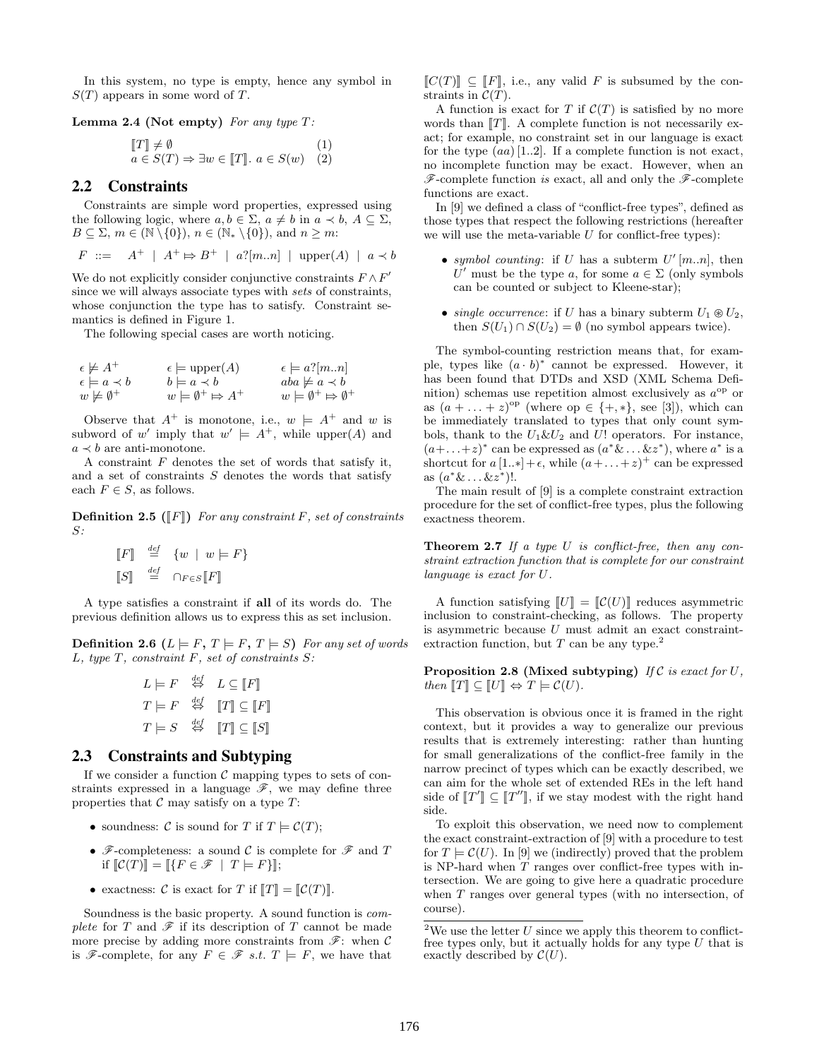In this system, no type is empty, hence any symbol in $S(T)$ appears in some word of $T$.

**Lemma 2.4 (Not empty)** *For any type $T$:*

$$
\begin{array}{ll}
[\![T]\!] \neq \emptyset & (1) \\
a \in S(T) \Rightarrow \exists w \in [\![T]\!].\ a \in S(w) & (2)
\end{array}
$$

## 2.2 Constraints

Constraints are simple word properties, expressed using the following logic, where $a, b \in \Sigma$, $a \neq b$ in $a \prec b$, $A \subseteq \Sigma$, $B \subseteq \Sigma$, $m \in (\mathbb{N} \setminus \{0\})$, $n \in (\mathbb{N}_* \setminus \{0\})$, and $n \geq m$:

$$F \ ::= \quad A^+ \ \mid\ A^+ \mapsto B^+ \ \mid\ a?[m..n] \ \mid\ \text{upper}(A) \ \mid\ a \prec b$$

We do not explicitly consider conjunctive constraints $F \wedge F'$ since we will always associate types with *sets* of constraints, whose conjunction the type has to satisfy. Constraint semantics is defined in Figure 1.

The following special cases are worth noticing.

$$
\begin{array}{lll}
\epsilon \not\models A^+ & \epsilon \models \text{upper}(A) & \epsilon \models a?[m..n] \\
\epsilon \models a \prec b & b \models a \prec b & aba \not\models a \prec b \\
w \not\models \emptyset^+ & w \models \emptyset^+ \mapsto A^+ & w \models \emptyset^+ \mapsto \emptyset^+
\end{array}
$$

Observe that $A^+$ is monotone, i.e., $w \models A^+$ and $w$ is subword of $w'$ imply that $w' \models A^+$, while upper$(A)$ and $a \prec b$ are anti-monotone.

A constraint $F$ denotes the set of words that satisfy it, and a set of constraints $S$ denotes the words that satisfy each $F \in S$, as follows.

**Definition 2.5 ($[\![F]\!]$)** *For any constraint $F$, set of constraints $S$:*

$$
\begin{array}{lll}
[\![F]\!] & \stackrel{def}{=} & \{w \ \mid\ w \models F\} \\
[\![S]\!] & \stackrel{def}{=} & \cap_{F \in S} [\![F]\!]
\end{array}
$$

A type satisfies a constraint if **all** of its words do. The previous definition allows us to express this as set inclusion.

**Definition 2.6 ($L \models F$, $T \models F$, $T \models S$)** *For any set of words $L$, type $T$, constraint $F$, set of constraints $S$:*

$$
\begin{array}{lll}
L \models F & \stackrel{def}{\Leftrightarrow} & L \subseteq [\![F]\!] \\
T \models F & \stackrel{def}{\Leftrightarrow} & [\![T]\!] \subseteq [\![F]\!] \\
T \models S & \stackrel{def}{\Leftrightarrow} & [\![T]\!] \subseteq [\![S]\!]
\end{array}
$$

## 2.3 Constraints and Subtyping

If we consider a function $\mathcal{C}$ mapping types to sets of constraints expressed in a language $\mathscr{F}$, we may define three properties that $\mathcal{C}$ may satisfy on a type $T$:

- soundness: $\mathcal{C}$ is sound for $T$ if $T \models \mathcal{C}(T)$;
- $\mathscr{F}$-completeness: a sound $\mathcal{C}$ is complete for $\mathscr{F}$ and $T$ if $[\![\mathcal{C}(T)]\!] = [\![\{F \in \mathscr{F} \ \mid\ T \models F\}]\!]$;
- exactness: $\mathcal{C}$ is exact for $T$ if $[\![T]\!] = [\![\mathcal{C}(T)]\!]$.

Soundness is the basic property. A sound function is *complete* for $T$ and $\mathscr{F}$ if its description of $T$ cannot be made more precise by adding more constraints from $\mathscr{F}$: when $\mathcal{C}$ is $\mathscr{F}$-complete, for any $F \in \mathscr{F}$ *s.t.* $T \models F$, we have that $[\![C(T)]\!] \subseteq [\![F]\!]$, i.e., any valid $F$ is subsumed by the constraints in $\mathcal{C}(T)$.

A function is exact for $T$ if $\mathcal{C}(T)$ is satisfied by no more words than $[\![T]\!]$. A complete function is not necessarily exact; for example, no constraint set in our language is exact for the type $(aa)\,[1..2]$. If a complete function is not exact, no incomplete function may be exact. However, when an $\mathscr{F}$-complete function *is* exact, all and only the $\mathscr{F}$-complete functions are exact.

In [9] we defined a class of "conflict-free types", defined as those types that respect the following restrictions (hereafter we will use the meta-variable $U$ for conflict-free types):

- *symbol counting*: if $U$ has a subterm $U'\,[m..n]$, then $U'$ must be the type $a$, for some $a \in \Sigma$ (only symbols can be counted or subject to Kleene-star);
- *single occurrence*: if $U$ has a binary subterm $U_1 \circledast U_2$, then $S(U_1) \cap S(U_2) = \emptyset$ (no symbol appears twice).

The symbol-counting restriction means that, for example, types like $(a \cdot b)^*$ cannot be expressed. However, it has been found that DTDs and XSD (XML Schema Definition) schemas use repetition almost exclusively as $a^{\text{op}}$ or as $(a + \ldots + z)^{\text{op}}$ (where op $\in \{+, *\}$, see [3]), which can be immediately translated to types that only count symbols, thanks to the $U_1 \& U_2$ and $U!$ operators. For instance, $(a + \ldots + z)^*$ can be expressed as $(a^* \& \ldots \& z^*)$, where $a^*$ is a shortcut for $a\,[1..*] + \epsilon$, while $(a + \ldots + z)^+$ can be expressed as $(a^* \& \ldots \& z^*)!$.

The main result of [9] is a complete constraint extraction procedure for the set of conflict-free types, plus the following exactness theorem.

**Theorem 2.7** *If a type $U$ is conflict-free, then any constraint extraction function that is complete for our constraint language is exact for $U$.*

A function satisfying $[\![U]\!] = [\![\mathcal{C}(U)]\!]$ reduces asymmetric inclusion to constraint-checking, as follows. The property is asymmetric because $U$ must admit an exact constraint-extraction function, but $T$ can be any type.[2]

**Proposition 2.8 (Mixed subtyping)** *If $\mathcal{C}$ is exact for $U$, then $[\![T]\!] \subseteq [\![U]\!] \Leftrightarrow T \models \mathcal{C}(U)$.*

This observation is obvious once it is framed in the right context, but it provides a way to generalize our previous results that is extremely interesting: rather than hunting for small generalizations of the conflict-free family in the narrow precinct of types which can be exactly described, we can aim for the whole set of extended REs in the left hand side of $[\![T']\!] \subseteq [\![T'']\!]$, if we stay modest with the right hand side.

To exploit this observation, we need now to complement the exact constraint-extraction of [9] with a procedure to test for $T \models \mathcal{C}(U)$. In [9] we (indirectly) proved that the problem is NP-hard when $T$ ranges over conflict-free types with intersection. We are going to give here a quadratic procedure when $T$ ranges over general types (with no intersection, of course).

[2] We use the letter $U$ since we apply this theorem to conflict-free types only, but it actually holds for any type $U$ that is exactly described by $\mathcal{C}(U)$.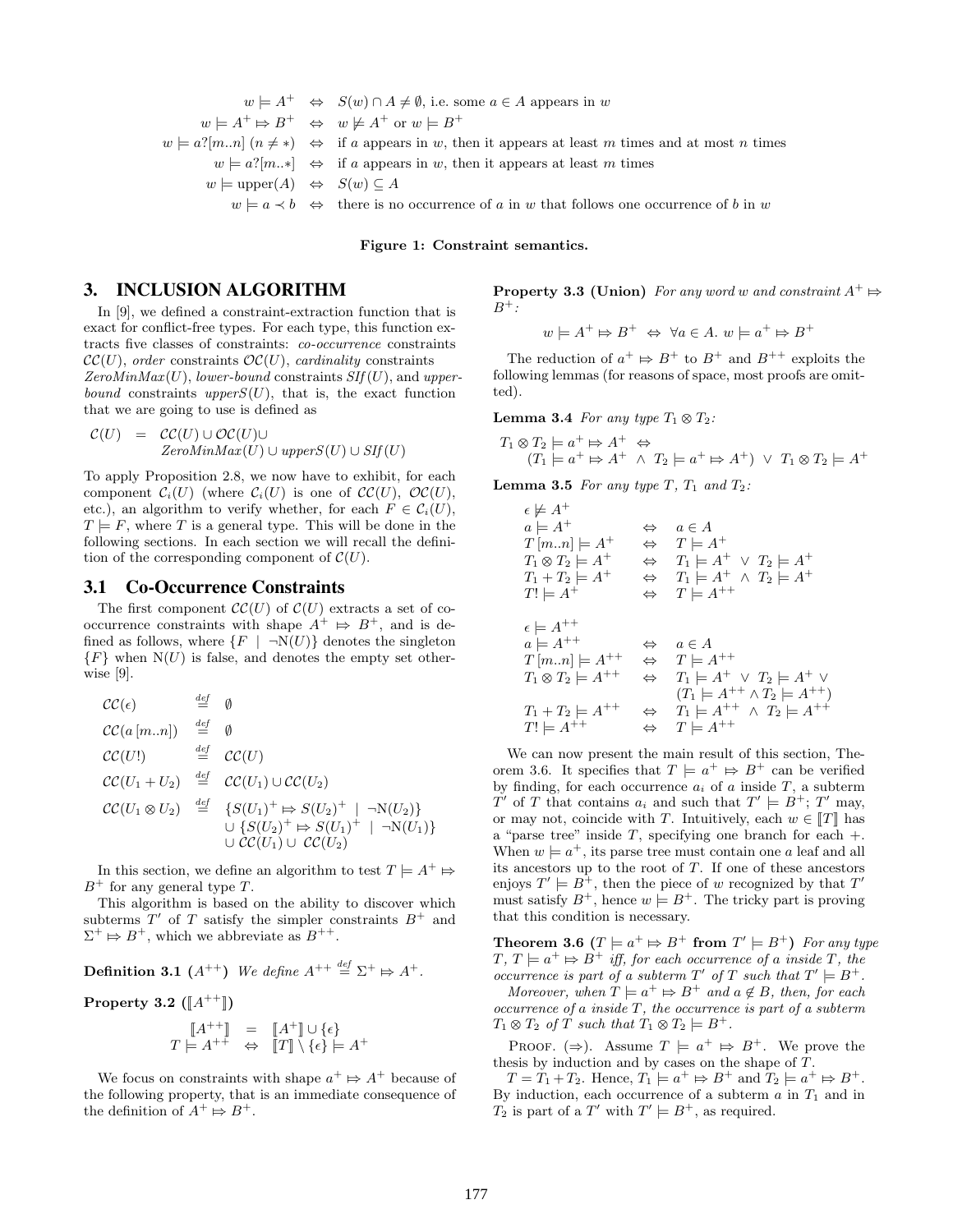$$
\begin{array}{rcl}
w \models A^+ & \Leftrightarrow & S(w) \cap A \neq \emptyset, \text{ i.e. some } a \in A \text{ appears in } w \\
w \models A^+ \Rightarrow B^+ & \Leftrightarrow & w \not\models A^+ \text{ or } w \models B^+ \\
w \models a?[m..n]\ (n \neq *) & \Leftrightarrow & \text{if } a \text{ appears in } w\text{, then it appears at least } m \text{ times and at most } n \text{ times} \\
w \models a?[m..*] & \Leftrightarrow & \text{if } a \text{ appears in } w\text{, then it appears at least } m \text{ times} \\
w \models \text{upper}(A) & \Leftrightarrow & S(w) \subseteq A \\
w \models a \prec b & \Leftrightarrow & \text{there is no occurrence of } a \text{ in } w \text{ that follows one occurrence of } b \text{ in } w
\end{array}
$$

**Figure 1: Constraint semantics.**

## 3. INCLUSION ALGORITHM

In [9], we defined a constraint-extraction function that is exact for conflict-free types. For each type, this function extracts five classes of constraints: *co-occurrence* constraints $\mathcal{CC}(U)$, *order* constraints $\mathcal{OC}(U)$, *cardinality* constraints $ZeroMinMax(U)$, *lower-bound* constraints $SIf(U)$, and *upper-bound* constraints $upperS(U)$, that is, the exact function that we are going to use is defined as

$$
\begin{array}{rcl}
\mathcal{C}(U) & = & \mathcal{CC}(U) \cup \mathcal{OC}(U) \cup \\
& & ZeroMinMax(U) \cup upperS(U) \cup SIf(U)
\end{array}
$$

To apply Proposition 2.8, we now have to exhibit, for each component $\mathcal{C}_i(U)$ (where $\mathcal{C}_i(U)$ is one of $\mathcal{CC}(U)$, $\mathcal{OC}(U)$, etc.), an algorithm to verify whether, for each $F \in \mathcal{C}_i(U)$, $T \models F$, where $T$ is a general type. This will be done in the following sections. In each section we will recall the definition of the corresponding component of $\mathcal{C}(U)$.

### 3.1 Co-Occurrence Constraints

The first component $\mathcal{CC}(U)$ of $\mathcal{C}(U)$ extracts a set of co-occurrence constraints with shape $A^+ \Rightarrow B^+$, and is defined as follows, where $\{F \mid \neg\mathrm{N}(U)\}$ denotes the singleton $\{F\}$ when $\mathrm{N}(U)$ is false, and denotes the empty set otherwise [9].

$$
\begin{array}{rcl}
\mathcal{CC}(\epsilon) & \stackrel{def}{=} & \emptyset \\
\mathcal{CC}(a\,[m..n]) & \stackrel{def}{=} & \emptyset \\
\mathcal{CC}(U!) & \stackrel{def}{=} & \mathcal{CC}(U) \\
\mathcal{CC}(U_1 + U_2) & \stackrel{def}{=} & \mathcal{CC}(U_1) \cup \mathcal{CC}(U_2) \\
\mathcal{CC}(U_1 \otimes U_2) & \stackrel{def}{=} & \{S(U_1)^+ \Rightarrow S(U_2)^+ \mid \neg\mathrm{N}(U_2)\} \\
& & \cup\, \{S(U_2)^+ \Rightarrow S(U_1)^+ \mid \neg\mathrm{N}(U_1)\} \\
& & \cup\, \mathcal{CC}(U_1) \cup\, \mathcal{CC}(U_2)
\end{array}
$$

In this section, we define an algorithm to test $T \models A^+ \Rightarrow B^+$ for any general type $T$.

This algorithm is based on the ability to discover which subterms $T'$ of $T$ satisfy the simpler constraints $B^+$ and $\Sigma^+ \Rightarrow B^+$, which we abbreviate as $B^{++}$.

**Definition 3.1 ($A^{++}$)** *We define* $A^{++} \stackrel{def}{=} \Sigma^+ \Rightarrow A^+$.

**Property 3.2 ($[\![A^{++}]\!]$)**

$$
\begin{array}{rcl}
[\![A^{++}]\!] & = & [\![A^+]\!] \cup \{\epsilon\} \\
T \models A^{++} & \Leftrightarrow & [\![T]\!] \setminus \{\epsilon\} \models A^+
\end{array}
$$

We focus on constraints with shape $a^+ \Rightarrow A^+$ because of the following property, that is an immediate consequence of the definition of $A^+ \Rightarrow B^+$.

**Property 3.3 (Union)** *For any word $w$ and constraint $A^+ \Rightarrow B^+$:*

$$
w \models A^+ \Rightarrow B^+ \;\Leftrightarrow\; \forall a \in A.\ w \models a^+ \Rightarrow B^+
$$

The reduction of $a^+ \Rightarrow B^+$ to $B^+$ and $B^{++}$ exploits the following lemmas (for reasons of space, most proofs are omitted).

**Lemma 3.4** *For any type $T_1 \otimes T_2$:*

$$
\begin{array}{l}
T_1 \otimes T_2 \models a^+ \Rightarrow A^+ \;\Leftrightarrow \\
\quad (T_1 \models a^+ \Rightarrow A^+ \;\wedge\; T_2 \models a^+ \Rightarrow A^+) \;\vee\; T_1 \otimes T_2 \models A^+
\end{array}
$$

**Lemma 3.5** *For any type $T$, $T_1$ and $T_2$:*

$$
\begin{array}{lcl}
\epsilon \not\models A^+ & & \\
a \models A^+ & \Leftrightarrow & a \in A \\
T\,[m..n] \models A^+ & \Leftrightarrow & T \models A^+ \\
T_1 \otimes T_2 \models A^+ & \Leftrightarrow & T_1 \models A^+ \;\vee\; T_2 \models A^+ \\
T_1 + T_2 \models A^+ & \Leftrightarrow & T_1 \models A^+ \;\wedge\; T_2 \models A^+ \\
T! \models A^+ & \Leftrightarrow & T \models A^{++} \\
\\
\epsilon \models A^{++} & & \\
a \models A^{++} & \Leftrightarrow & a \in A \\
T\,[m..n] \models A^{++} & \Leftrightarrow & T \models A^{++} \\
T_1 \otimes T_2 \models A^{++} & \Leftrightarrow & T_1 \models A^+ \;\vee\; T_2 \models A^+ \;\vee \\
& & (T_1 \models A^{++} \wedge T_2 \models A^{++}) \\
T_1 + T_2 \models A^{++} & \Leftrightarrow & T_1 \models A^{++} \;\wedge\; T_2 \models A^{++} \\
T! \models A^{++} & \Leftrightarrow & T \models A^{++}
\end{array}
$$

We can now present the main result of this section, Theorem 3.6. It specifies that $T \models a^+ \Rightarrow B^+$ can be verified by finding, for each occurrence $a_i$ of $a$ inside $T$, a subterm $T'$ of $T$ that contains $a_i$ and such that $T' \models B^+$; $T'$ may, or may not, coincide with $T$. Intuitively, each $w \in [\![T]\!]$ has a "parse tree" inside $T$, specifying one branch for each $+$. When $w \models a^+$, its parse tree must contain one $a$ leaf and all its ancestors up to the root of $T$. If one of these ancestors enjoys $T' \models B^+$, then the piece of $w$ recognized by that $T'$ must satisfy $B^+$, hence $w \models B^+$. The tricky part is proving that this condition is necessary.

**Theorem 3.6 ($T \models a^+ \Rightarrow B^+$ from $T' \models B^+$)** *For any type $T$, $T \models a^+ \Rightarrow B^+$ iff, for each occurrence of $a$ inside $T$, the occurrence is part of a subterm $T'$ of $T$ such that $T' \models B^+$.*

*Moreover, when $T \models a^+ \Rightarrow B^+$ and $a \notin B$, then, for each occurrence of $a$ inside $T$, the occurrence is part of a subterm $T_1 \otimes T_2$ of $T$ such that $T_1 \otimes T_2 \models B^+$.*

PROOF. ($\Rightarrow$). Assume $T \models a^+ \Rightarrow B^+$. We prove the thesis by induction and by cases on the shape of $T$.

$T = T_1 + T_2$. Hence, $T_1 \models a^+ \Rightarrow B^+$ and $T_2 \models a^+ \Rightarrow B^+$. By induction, each occurrence of a subterm $a$ in $T_1$ and in $T_2$ is part of a $T'$ with $T' \models B^+$, as required.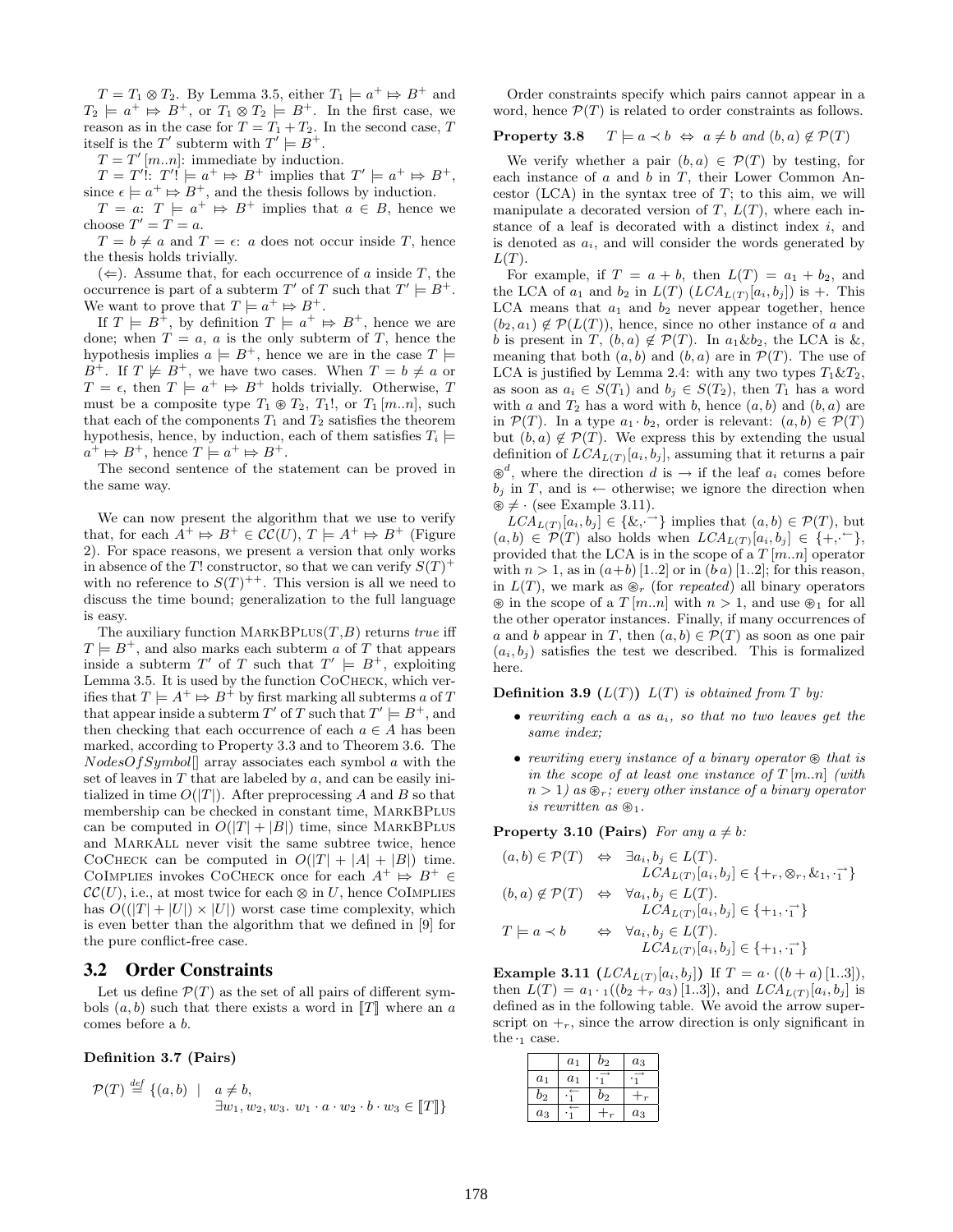$T = T_1 \otimes T_2$. By Lemma 3.5, either $T_1 \models a^+ \mapsto B^+$ and $T_2 \models a^+ \mapsto B^+$, or $T_1 \otimes T_2 \models B^+$. In the first case, we reason as in the case for $T = T_1 + T_2$. In the second case, $T$ itself is the $T'$ subterm with $T' \models B^+$.

$T = T'[m..n]$: immediate by induction.

$T = T'!$: $T'! \models a^+ \mapsto B^+$ implies that $T' \models a^+ \mapsto B^+$, since $\epsilon \models a^+ \mapsto B^+$, and the thesis follows by induction.

$T = a$: $T \models a^+ \mapsto B^+$ implies that $a \in B$, hence we choose $T' = T = a$.

$T = b \neq a$ and $T = \epsilon$: $a$ does not occur inside $T$, hence the thesis holds trivially.

($\Leftarrow$). Assume that, for each occurrence of $a$ inside $T$, the occurrence is part of a subterm $T'$ of $T$ such that $T' \models B^+$. We want to prove that $T \models a^+ \mapsto B^+$.

If $T \models B^+$, by definition $T \models a^+ \mapsto B^+$, hence we are done; when $T = a$, $a$ is the only subterm of $T$, hence the hypothesis implies $a \models B^+$, hence we are in the case $T \models B^+$. If $T \not\models B^+$, we have two cases. When $T = b \neq a$ or $T = \epsilon$, then $T \models a^+ \mapsto B^+$ holds trivially. Otherwise, $T$ must be a composite type $T_1 \circledast T_2$, $T_1!$, or $T_1[m..n]$, such that each of the components $T_1$ and $T_2$ satisfies the theorem hypothesis, hence, by induction, each of them satisfies $T_i \models a^+ \mapsto B^+$, hence $T \models a^+ \mapsto B^+$.

The second sentence of the statement can be proved in the same way.

We can now present the algorithm that we use to verify that, for each $A^+ \mapsto B^+ \in \mathcal{CC}(U)$, $T \models A^+ \mapsto B^+$ (Figure 2). For space reasons, we present a version that only works in absence of the $T!$ constructor, so that we can verify $S(T)^+$ with no reference to $S(T)^{++}$. This version is all we need to discuss the time bound; generalization to the full language is easy.

The auxiliary function MarkBPlus($T$,$B$) returns *true* iff $T \models B^+$, and also marks each subterm $a$ of $T$ that appears inside a subterm $T'$ of $T$ such that $T' \models B^+$, exploiting Lemma 3.5. It is used by the function CoCheck, which verifies that $T \models A^+ \mapsto B^+$ by first marking all subterms $a$ of $T$ that appear inside a subterm $T'$ of $T$ such that $T' \models B^+$, and then checking that each occurrence of each $a \in A$ has been marked, according to Property 3.3 and to Theorem 3.6. The $NodesOfSymbol[]$ array associates each symbol $a$ with the set of leaves in $T$ that are labeled by $a$, and can be easily initialized in time $O(|T|)$. After preprocessing $A$ and $B$ so that membership can be checked in constant time, MarkBPlus can be computed in $O(|T| + |B|)$ time, since MarkBPlus and MarkAll never visit the same subtree twice, hence CoCheck can be computed in $O(|T| + |A| + |B|)$ time. CoImplies invokes CoCheck once for each $A^+ \mapsto B^+ \in \mathcal{CC}(U)$, i.e., at most twice for each $\otimes$ in $U$, hence CoImplies has $O((|T| + |U|) \times |U|)$ worst case time complexity, which is even better than the algorithm that we defined in [9] for the pure conflict-free case.

## 3.2 Order Constraints

Let us define $\mathcal{P}(T)$ as the set of all pairs of different symbols $(a, b)$ such that there exists a word in $[\![T]\!]$ where an $a$ comes before a $b$.

**Definition 3.7 (Pairs)**

$$\mathcal{P}(T) \stackrel{def}{=} \{(a, b) \;\mid\; a \neq b,\; \exists w_1, w_2, w_3.\; w_1 \cdot a \cdot w_2 \cdot b \cdot w_3 \in [\![T]\!]\}$$

Order constraints specify which pairs cannot appear in a word, hence $\mathcal{P}(T)$ is related to order constraints as follows.

**Property 3.8** $\quad T \models a \prec b \;\Leftrightarrow\; a \neq b$ *and* $(b, a) \notin \mathcal{P}(T)$

We verify whether a pair $(b, a) \in \mathcal{P}(T)$ by testing, for each instance of $a$ and $b$ in $T$, their Lower Common Ancestor (LCA) in the syntax tree of $T$; to this aim, we will manipulate a decorated version of $T$, $L(T)$, where each instance of a leaf is decorated with a distinct index $i$, and is denoted as $a_i$, and will consider the words generated by $L(T)$.

For example, if $T = a + b$, then $L(T) = a_1 + b_2$, and the LCA of $a_1$ and $b_2$ in $L(T)$ ($LCA_{L(T)}[a_i, b_j]$) is $+$. This LCA means that $a_1$ and $b_2$ never appear together, hence $(b_2, a_1) \notin \mathcal{P}(L(T))$, hence, since no other instance of $a$ and $b$ is present in $T$, $(b, a) \notin \mathcal{P}(T)$. In $a_1 \& b_2$, the LCA is $\&$, meaning that both $(a, b)$ and $(b, a)$ are in $\mathcal{P}(T)$. The use of LCA is justified by Lemma 2.4: with any two types $T_1 \& T_2$, as soon as $a_i \in S(T_1)$ and $b_j \in S(T_2)$, then $T_1$ has a word with $a$ and $T_2$ has a word with $b$, hence $(a, b)$ and $(b, a)$ are in $\mathcal{P}(T)$. In a type $a_1 \cdot b_2$, order is relevant: $(a, b) \in \mathcal{P}(T)$ but $(b, a) \notin \mathcal{P}(T)$. We express this by extending the usual definition of $LCA_{L(T)}[a_i, b_j]$, assuming that it returns a pair $\circledast^d$, where the direction $d$ is $\rightarrow$ if the leaf $a_i$ comes before $b_j$ in $T$, and is $\leftarrow$ otherwise; we ignore the direction when $\circledast \neq \cdot$ (see Example 3.11).

$LCA_{L(T)}[a_i, b_j] \in \{\&, \cdot^{\rightarrow}\}$ implies that $(a, b) \in \mathcal{P}(T)$, but $(a, b) \in \mathcal{P}(T)$ also holds when $LCA_{L(T)}[a_i, b_j] \in \{+, \cdot^{\leftarrow}\}$, provided that the LCA is in the scope of a $T[m..n]$ operator with $n > 1$, as in $(a+b)[1..2]$ or in $(b \cdot a)[1..2]$; for this reason, in $L(T)$, we mark as $\circledast_r$ (for *repeated*) all binary operators $\circledast$ in the scope of a $T[m..n]$ with $n > 1$, and use $\circledast_1$ for all the other operator instances. Finally, if many occurrences of $a$ and $b$ appear in $T$, then $(a, b) \in \mathcal{P}(T)$ as soon as one pair $(a_i, b_j)$ satisfies the test we described. This is formalized here.

**Definition 3.9 ($L(T)$)** *$L(T)$ is obtained from $T$ by:*

- *rewriting each $a$ as $a_i$, so that no two leaves get the same index;*
- *rewriting every instance of a binary operator $\circledast$ that is in the scope of at least one instance of $T[m..n]$ (with $n > 1$) as $\circledast_r$; every other instance of a binary operator is rewritten as $\circledast_1$.*

**Property 3.10 (Pairs)** *For any $a \neq b$:*

$$\begin{array}{lcl}
(a, b) \in \mathcal{P}(T) & \Leftrightarrow & \exists a_i, b_j \in L(T).\; LCA_{L(T)}[a_i, b_j] \in \{+_r, \otimes_r, \&_1, \cdot_1^{\rightarrow}\} \\
(b, a) \notin \mathcal{P}(T) & \Leftrightarrow & \forall a_i, b_j \in L(T).\; LCA_{L(T)}[a_i, b_j] \in \{+_1, \cdot_1^{\rightarrow}\} \\
T \models a \prec b & \Leftrightarrow & \forall a_i, b_j \in L(T).\; LCA_{L(T)}[a_i, b_j] \in \{+_1, \cdot_1^{\rightarrow}\}
\end{array}$$

**Example 3.11 ($LCA_{L(T)}[a_i, b_j]$)** If $T = a \cdot ((b + a)[1..3])$, then $L(T) = a_1 \cdot_1 ((b_2 +_r a_3)[1..3])$, and $LCA_{L(T)}[a_i, b_j]$ is defined as in the following table. We avoid the arrow superscript on $+_r$, since the arrow direction is only significant in the $\cdot_1$ case.

| | $a_1$ | $b_2$ | $a_3$ |
|---|---|---|---|
| $a_1$ | $a_1$ | $\cdot_1^{\rightarrow}$ | $\cdot_1^{\rightarrow}$ |
| $b_2$ | $\cdot_1^{\leftarrow}$ | $b_2$ | $+_r$ |
| $a_3$ | $\cdot_1^{\leftarrow}$ | $+_r$ | $a_3$ |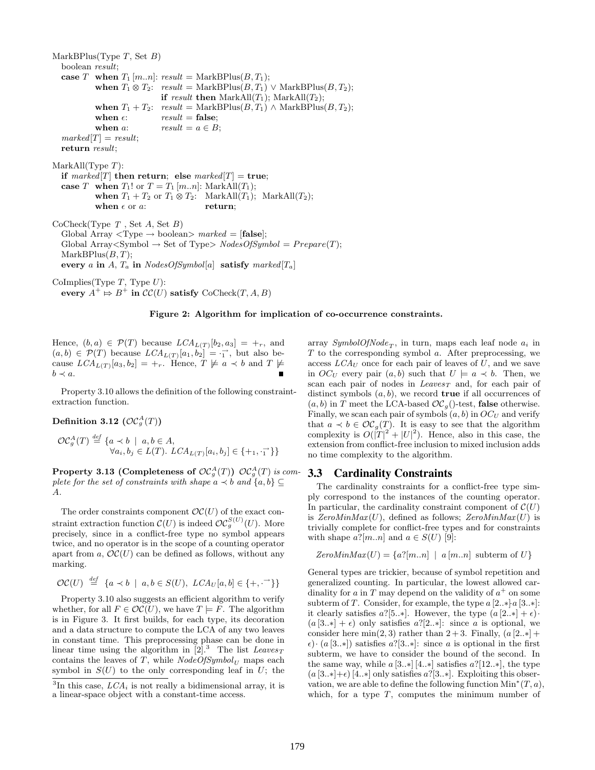```
MarkBPlus(Type T, Set B)
  boolean result;
  case T  when T1 [m..n]: result = MarkBPlus(B, T1);
          when T1 ⊗ T2:   result = MarkBPlus(B, T1) ∨ MarkBPlus(B, T2);
                          if result then MarkAll(T1); MarkAll(T2);
          when T1 + T2:   result = MarkBPlus(B, T1) ∧ MarkBPlus(B, T2);
          when ε:         result = false;
          when a:         result = a ∈ B;
  marked[T] = result;
  return result;

MarkAll(Type T):
  if marked[T] then return; else marked[T] = true;
  case T  when T1! or T = T1 [m..n]: MarkAll(T1);
          when T1 + T2 or T1 ⊗ T2:   MarkAll(T1); MarkAll(T2);
          when ε or a:               return;

CoCheck(Type T , Set A, Set B)
  Global Array <Type → boolean> marked = [false];
  Global Array<Symbol → Set of Type> NodesOfSymbol = Prepare(T);
  MarkBPlus(B, T);
  every a in A, T_a in NodesOfSymbol[a] satisfy marked[T_a]

CoImplies(Type T, Type U):
  every A+ ⇒ B+ in CC(U) satisfy CoCheck(T, A, B)
```

**Figure 2: Algorithm for implication of co-occurrence constraints.**

Hence, $(b, a) \in \mathcal{P}(T)$ because $LCA_{L(T)}[b_2, a_3] = +_r$, and $(a, b) \in \mathcal{P}(T)$ because $LCA_{L(T)}[a_1, b_2] = \cdot_1^{\rightarrow}$, but also because $LCA_{L(T)}[a_3, b_2] = +_r$. Hence, $T \not\models a \prec b$ and $T \not\models b \prec a$. ∎

Property 3.10 allows the definition of the following constraint-extraction function.

**Definition 3.12 ($\mathcal{OC}^A_g(T)$)**

$$\mathcal{OC}^A_g(T) \stackrel{def}{=} \{a \prec b \mid a, b \in A, \\ \forall a_i, b_j \in L(T).\ LCA_{L(T)}[a_i, b_j] \in \{+_1, \cdot_1^{\rightarrow}\}\}$$

**Property 3.13 (Completeness of $\mathcal{OC}^A_g(T)$)** *$\mathcal{OC}^A_g(T)$ is complete for the set of constraints with shape $a \prec b$ and $\{a, b\} \subseteq A$.*

The order constraints component $\mathcal{OC}(U)$ of the exact constraint extraction function $\mathcal{C}(U)$ is indeed $\mathcal{OC}^{S(U)}_g(U)$. More precisely, since in a conflict-free type no symbol appears twice, and no operator is in the scope of a counting operator apart from $a$, $\mathcal{OC}(U)$ can be defined as follows, without any marking.

$$\mathcal{OC}(U) \stackrel{def}{=} \{a \prec b \mid a, b \in S(U),\ LCA_U[a, b] \in \{+, \cdot^{\rightarrow}\}\}$$

Property 3.10 also suggests an efficient algorithm to verify whether, for all $F \in \mathcal{OC}(U)$, we have $T \models F$. The algorithm is in Figure 3. It first builds, for each type, its decoration and a data structure to compute the LCA of any two leaves in constant time. This preprocessing phase can be done in linear time using the algorithm in [2].[3] The list $Leaves_T$ contains the leaves of $T$, while $NodeOfSymbol_U$ maps each symbol in $S(U)$ to the only corresponding leaf in $U$; the array $SymbolOfNode_T$, in turn, maps each leaf node $a_i$ in $T$ to the corresponding symbol $a$. After preprocessing, we access $LCA_U$ once for each pair of leaves of $U$, and we save in $OC_U$ every pair $(a, b)$ such that $U \models a \prec b$. Then, we scan each pair of nodes in $Leaves_T$ and, for each pair of distinct symbols $(a, b)$, we record **true** if all occurrences of $(a, b)$ in $T$ meet the LCA-based $\mathcal{OC}_g()$-test, **false** otherwise. Finally, we scan each pair of symbols $(a, b)$ in $OC_U$ and verify that $a \prec b \in \mathcal{OC}_g(T)$. It is easy to see that the algorithm complexity is $O(|T|^2 + |U|^2)$. Hence, also in this case, the extension from conflict-free inclusion to mixed inclusion adds no time complexity to the algorithm.

[3] In this case, $LCA_i$ is not really a bidimensional array, it is a linear-space object with a constant-time access.

## 3.3 Cardinality Constraints

The cardinality constraints for a conflict-free type simply correspond to the instances of the counting operator. In particular, the cardinality constraint component of $\mathcal{C}(U)$ is $ZeroMinMax(U)$, defined as follows; $ZeroMinMax(U)$ is trivially complete for conflict-free types and for constraints with shape $a?[m..n]$ and $a \in S(U)$ [9]:

$$ZeroMinMax(U) = \{a?[m..n] \mid a\,[m..n] \text{ subterm of } U\}$$

General types are trickier, because of symbol repetition and generalized counting. In particular, the lowest allowed cardinality for $a$ in $T$ may depend on the validity of $a^+$ on some subterm of $T$. Consider, for example, the type $a\,[2..*]\cdot a\,[3..*]$: it clearly satisfies $a?[5..*]$. However, the type $(a\,[2..*] + \epsilon)\cdot (a\,[3..*] + \epsilon)$ only satisfies $a?[2..*]$: since $a$ is optional, we consider here $\min(2, 3)$ rather than $2 + 3$. Finally, $(a\,[2..*] + \epsilon)\cdot (a\,[3..*])$ satisfies $a?[3..*]$: since $a$ is optional in the first subterm, we have to consider the bound of the second. In the same way, while $a\,[3..*]\,[4..*]$ satisfies $a?[12..*]$, the type $(a\,[3..*]+\epsilon)\,[4..*]$ only satisfies $a?[3..*]$. Exploiting this observation, we are able to define the following function $\mathrm{Min}^*(T, a)$, which, for a type $T$, computes the minimum number of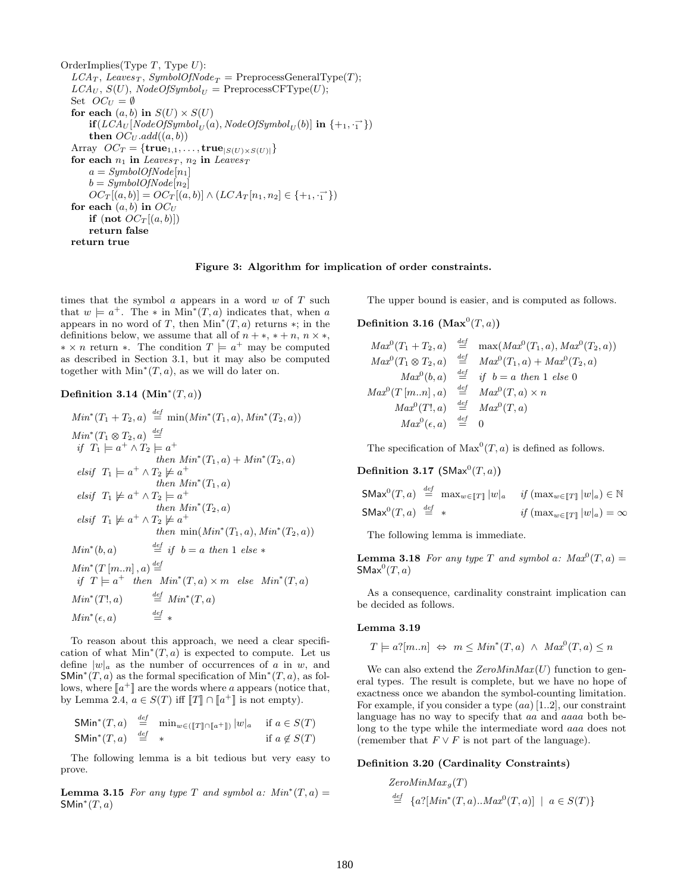```
OrderImplies(Type T, Type U):
  LCA_T, Leaves_T, SymbolOfNode_T = PreprocessGeneralType(T);
  LCA_U, S(U), NodeOfSymbol_U = PreprocessCFType(U);
  Set OC_U = ∅
  for each (a, b) in S(U) × S(U)
      if(LCA_U[NodeOfSymbol_U(a), NodeOfSymbol_U(b)] in {+_1, ·→_1})
      then OC_U.add((a, b))
  Array OC_T = {true_{1,1}, ..., true_{|S(U)×S(U)|}}
  for each n_1 in Leaves_T, n_2 in Leaves_T
      a = SymbolOfNode[n_1]
      b = SymbolOfNode[n_2]
      OC_T[(a, b)] = OC_T[(a, b)] ∧ (LCA_T[n_1, n_2] ∈ {+_1, ·→_1})
  for each (a, b) in OC_U
      if (not OC_T[(a, b)])
      return false
  return true
```

**Figure 3: Algorithm for implication of order constraints.**

times that the symbol $a$ appears in a word $w$ of $T$ such that $w \models a^+$. The $*$ in $\mathrm{Min}^*(T, a)$ indicates that, when $a$ appears in no word of $T$, then $\mathrm{Min}^*(T, a)$ returns $*$; in the definitions below, we assume that all of $n + *$, $* + n$, $n \times *$, $* \times n$ return $*$. The condition $T \models a^+$ may be computed as described in Section 3.1, but it may also be computed together with $\mathrm{Min}^*(T, a)$, as we will do later on.

**Definition 3.14 ($\mathbf{Min}^*(T, a)$)**

$$
\begin{aligned}
& Min^*(T_1 + T_2, a) \stackrel{def}{=} \min(Min^*(T_1, a), Min^*(T_2, a)) \\
& Min^*(T_1 \otimes T_2, a) \stackrel{def}{=} \\
& \quad \textit{if } \; T_1 \models a^+ \wedge T_2 \models a^+ \\
& \qquad\qquad \textit{then } Min^*(T_1, a) + Min^*(T_2, a) \\
& \quad \textit{elsif } \; T_1 \models a^+ \wedge T_2 \not\models a^+ \\
& \qquad\qquad \textit{then } Min^*(T_1, a) \\
& \quad \textit{elsif } \; T_1 \not\models a^+ \wedge T_2 \models a^+ \\
& \qquad\qquad \textit{then } Min^*(T_2, a) \\
& \quad \textit{elsif } \; T_1 \not\models a^+ \wedge T_2 \not\models a^+ \\
& \qquad\qquad \textit{then } \min(Min^*(T_1, a), Min^*(T_2, a)) \\
& Min^*(b, a) \stackrel{def}{=} \textit{if } \; b = a \textit{ then } 1 \textit{ else } * \\
& Min^*(T\,[m..n]\,, a) \stackrel{def}{=} \\
& \quad \textit{if } \; T \models a^+ \; \textit{ then } \; Min^*(T, a) \times m \; \textit{ else } \; Min^*(T, a) \\
& Min^*(T!, a) \stackrel{def}{=} Min^*(T, a) \\
& Min^*(\epsilon, a) \stackrel{def}{=} *
\end{aligned}
$$

To reason about this approach, we need a clear specification of what $\mathrm{Min}^*(T, a)$ is expected to compute. Let us define $|w|_a$ as the number of occurrences of $a$ in $w$, and $\mathsf{SMin}^*(T, a)$ as the formal specification of $\mathrm{Min}^*(T, a)$, as follows, where $[\![a^+]\!]$ are the words where $a$ appears (notice that, by Lemma 2.4, $a \in S(T)$ iff $[\![T]\!] \cap [\![a^+]\!]$ is not empty).

$$
\begin{aligned}
\mathsf{SMin}^*(T, a) &\stackrel{def}{=} \min_{w \in ([\![T]\!] \cap [\![a^+]\!])} |w|_a && \text{if } a \in S(T) \\
\mathsf{SMin}^*(T, a) &\stackrel{def}{=} * && \text{if } a \notin S(T)
\end{aligned}
$$

The following lemma is a bit tedious but very easy to prove.

**Lemma 3.15** *For any type $T$ and symbol $a$: $Min^*(T, a) = \mathsf{SMin}^*(T, a)$*

The upper bound is easier, and is computed as follows.

**Definition 3.16 ($\mathbf{Max}^0(T, a)$)**

$$
\begin{aligned}
Max^0(T_1 + T_2, a) &\stackrel{def}{=} \max(Max^0(T_1, a), Max^0(T_2, a)) \\
Max^0(T_1 \otimes T_2, a) &\stackrel{def}{=} Max^0(T_1, a) + Max^0(T_2, a) \\
Max^0(b, a) &\stackrel{def}{=} \textit{if } \; b = a \textit{ then } 1 \textit{ else } 0 \\
Max^0(T\,[m..n]\,, a) &\stackrel{def}{=} Max^0(T, a) \times n \\
Max^0(T!, a) &\stackrel{def}{=} Max^0(T, a) \\
Max^0(\epsilon, a) &\stackrel{def}{=} 0
\end{aligned}
$$

The specification of $\mathrm{Max}^0(T, a)$ is defined as follows.

**Definition 3.17 ($\mathsf{SMax}^0(T, a)$)**

$$
\begin{aligned}
\mathsf{SMax}^0(T, a) &\stackrel{def}{=} \max_{w \in [\![T]\!]} |w|_a && \textit{if } (\max_{w \in [\![T]\!]} |w|_a) \in \mathbb{N} \\
\mathsf{SMax}^0(T, a) &\stackrel{def}{=} * && \textit{if } (\max_{w \in [\![T]\!]} |w|_a) = \infty
\end{aligned}
$$

The following lemma is immediate.

**Lemma 3.18** *For any type $T$ and symbol $a$: $Max^0(T, a) = \mathsf{SMax}^0(T, a)$*

As a consequence, cardinality constraint implication can be decided as follows.

**Lemma 3.19**

$$T \models a?[m..n] \;\Leftrightarrow\; m \leq Min^*(T, a) \;\wedge\; Max^0(T, a) \leq n$$

We can also extend the $ZeroMinMax(U)$ function to general types. The result is complete, but we have no hope of exactness once we abandon the symbol-counting limitation. For example, if you consider a type $(aa)\,[1..2]$, our constraint language has no way to specify that $aa$ and $aaaa$ both belong to the type while the intermediate word $aaa$ does not (remember that $F \vee F$ is not part of the language).

**Definition 3.20 (Cardinality Constraints)**

$$
\begin{aligned}
& ZeroMinMax_g(T) \\
& \stackrel{def}{=} \{a?[Min^*(T, a)..Max^0(T, a)] \;\mid\; a \in S(T)\}
\end{aligned}
$$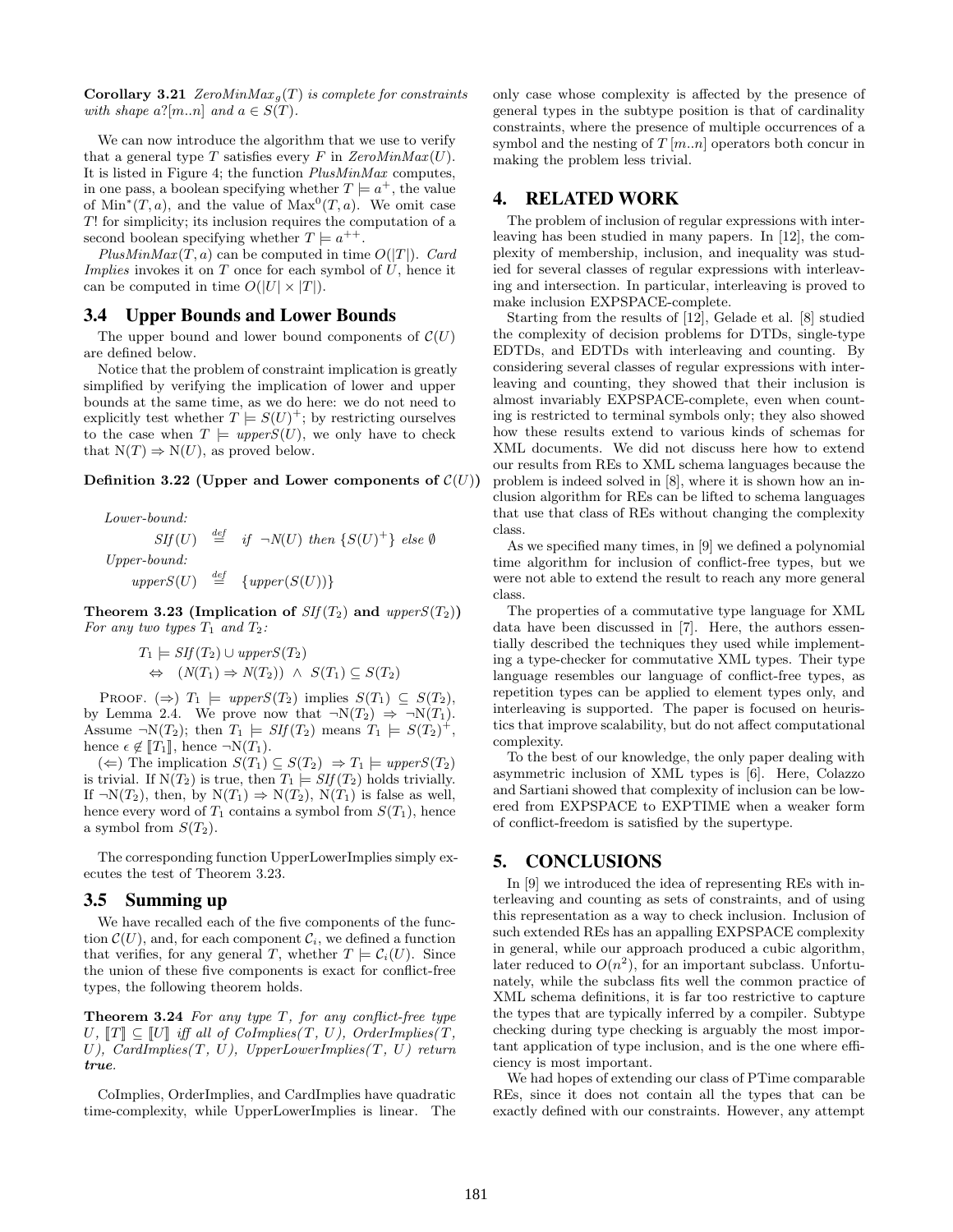**Corollary 3.21** *$ZeroMinMax_g(T)$ is complete for constraints with shape $a?[m..n]$ and $a \in S(T)$.*

We can now introduce the algorithm that we use to verify that a general type $T$ satisfies every $F$ in *ZeroMinMax*($U$). It is listed in Figure 4; the function *PlusMinMax* computes, in one pass, a boolean specifying whether $T \models a^+$, the value of $\mathrm{Min}^*(T, a)$, and the value of $\mathrm{Max}^0(T, a)$. We omit case $T!$ for simplicity; its inclusion requires the computation of a second boolean specifying whether $T \models a^{++}$.

*PlusMinMax*($T, a$) can be computed in time $O(|T|)$. *Card Implies* invokes it on $T$ once for each symbol of $U$, hence it can be computed in time $O(|U| \times |T|)$.

### 3.4 Upper Bounds and Lower Bounds

The upper bound and lower bound components of $\mathcal{C}(U)$ are defined below.

Notice that the problem of constraint implication is greatly simplified by verifying the implication of lower and upper bounds at the same time, as we do here: we do not need to explicitly test whether $T \models S(U)^+$; by restricting ourselves to the case when $T \models upperS(U)$, we only have to check that $\mathrm{N}(T) \Rightarrow \mathrm{N}(U)$, as proved below.

**Definition 3.22 (Upper and Lower components of $\mathcal{C}(U)$)**

*Lower-bound:*

$$SIf(U) \stackrel{def}{=} if\ \neg\mathrm{N}(U)\ then\ \{S(U)^+\}\ else\ \emptyset$$

*Upper-bound:*

$$upperS(U) \stackrel{def}{=} \{upper(S(U))\}$$

**Theorem 3.23 (Implication of $SIf(T_2)$ and $upperS(T_2)$)** *For any two types $T_1$ and $T_2$:*

$$T_1 \models SIf(T_2) \cup upperS(T_2)$$
$$\Leftrightarrow \quad (\mathrm{N}(T_1) \Rightarrow \mathrm{N}(T_2)) \ \wedge \ S(T_1) \subseteq S(T_2)$$

PROOF. ($\Rightarrow$) $T_1 \models upperS(T_2)$ implies $S(T_1) \subseteq S(T_2)$, by Lemma 2.4. We prove now that $\neg\mathrm{N}(T_2) \Rightarrow \neg\mathrm{N}(T_1)$. Assume $\neg\mathrm{N}(T_2)$; then $T_1 \models SIf(T_2)$ means $T_1 \models S(T_2)^+$, hence $\epsilon \notin [\![T_1]\!]$, hence $\neg\mathrm{N}(T_1)$.

($\Leftarrow$) The implication $S(T_1) \subseteq S(T_2) \Rightarrow T_1 \models upperS(T_2)$ is trivial. If $\mathrm{N}(T_2)$ is true, then $T_1 \models SIf(T_2)$ holds trivially. If $\neg\mathrm{N}(T_2)$, then, by $\mathrm{N}(T_1) \Rightarrow \mathrm{N}(T_2)$, $\mathrm{N}(T_1)$ is false as well, hence every word of $T_1$ contains a symbol from $S(T_1)$, hence a symbol from $S(T_2)$.

The corresponding function UpperLowerImplies simply executes the test of Theorem 3.23.

### 3.5 Summing up

We have recalled each of the five components of the function $\mathcal{C}(U)$, and, for each component $\mathcal{C}_i$, we defined a function that verifies, for any general $T$, whether $T \models \mathcal{C}_i(U)$. Since the union of these five components is exact for conflict-free types, the following theorem holds.

**Theorem 3.24** *For any type $T$, for any conflict-free type $U$, $[\![T]\!] \subseteq [\![U]\!]$ iff all of CoImplies(T, U), OrderImplies(T, U), CardImplies(T, U), UpperLowerImplies(T, U) return **true**.*

CoImplies, OrderImplies, and CardImplies have quadratic time-complexity, while UpperLowerImplies is linear. The only case whose complexity is affected by the presence of general types in the subtype position is that of cardinality constraints, where the presence of multiple occurrences of a symbol and the nesting of $T\,[m..n]$ operators both concur in making the problem less trivial.

## 4. RELATED WORK

The problem of inclusion of regular expressions with interleaving has been studied in many papers. In [12], the complexity of membership, inclusion, and inequality was studied for several classes of regular expressions with interleaving and intersection. In particular, interleaving is proved to make inclusion EXPSPACE-complete.

Starting from the results of [12], Gelade et al. [8] studied the complexity of decision problems for DTDs, single-type EDTDs, and EDTDs with interleaving and counting. By considering several classes of regular expressions with interleaving and counting, they showed that their inclusion is almost invariably EXPSPACE-complete, even when counting is restricted to terminal symbols only; they also showed how these results extend to various kinds of schemas for XML documents. We did not discuss here how to extend our results from REs to XML schema languages because the problem is indeed solved in [8], where it is shown how an inclusion algorithm for REs can be lifted to schema languages that use that class of REs without changing the complexity class.

As we specified many times, in [9] we defined a polynomial time algorithm for inclusion of conflict-free types, but we were not able to extend the result to reach any more general class.

The properties of a commutative type language for XML data have been discussed in [7]. Here, the authors essentially described the techniques they used while implementing a type-checker for commutative XML types. Their type language resembles our language of conflict-free types, as repetition types can be applied to element types only, and interleaving is supported. The paper is focused on heuristics that improve scalability, but do not affect computational complexity.

To the best of our knowledge, the only paper dealing with asymmetric inclusion of XML types is [6]. Here, Colazzo and Sartiani showed that complexity of inclusion can be lowered from EXPSPACE to EXPTIME when a weaker form of conflict-freedom is satisfied by the supertype.

## 5. CONCLUSIONS

In [9] we introduced the idea of representing REs with interleaving and counting as sets of constraints, and of using this representation as a way to check inclusion. Inclusion of such extended REs has an appalling EXPSPACE complexity in general, while our approach produced a cubic algorithm, later reduced to $O(n^2)$, for an important subclass. Unfortunately, while the subclass fits well the common practice of XML schema definitions, it is far too restrictive to capture the types that are typically inferred by a compiler. Subtype checking during type checking is arguably the most important application of type inclusion, and is the one where efficiency is most important.

We had hopes of extending our class of PTime comparable REs, since it does not contain all the types that can be exactly defined with our constraints. However, any attempt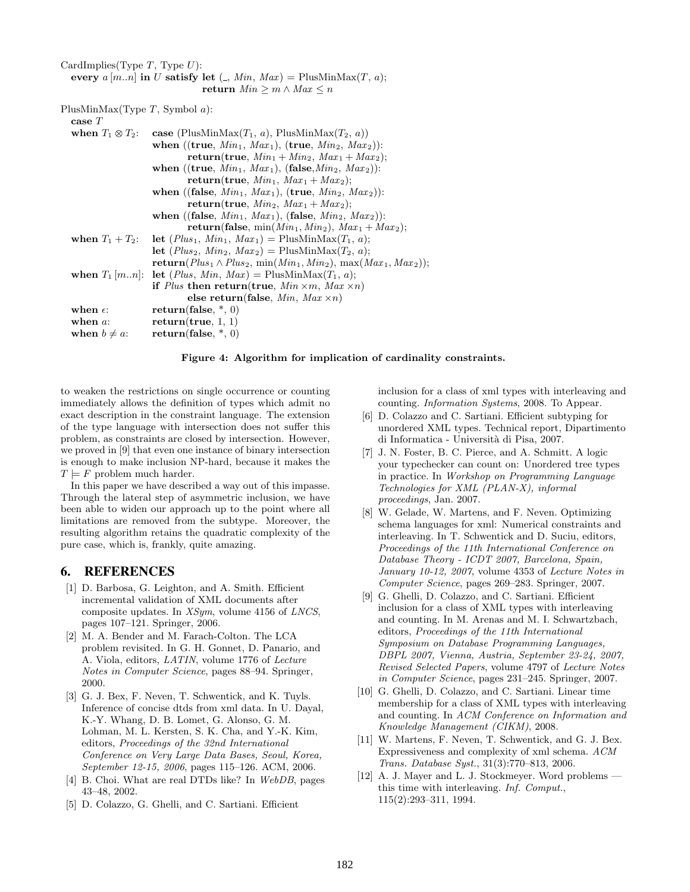```
CardImplies(Type T, Type U):
  every a[m..n] in U satisfy let (_, Min, Max) = PlusMinMax(T, a);
                             return Min ≥ m ∧ Max ≤ n

PlusMinMax(Type T, Symbol a):
  case T
  when T1 ⊗ T2:    case (PlusMinMax(T1, a), PlusMinMax(T2, a))
                   when ((true, Min1, Max1), (true, Min2, Max2)):
                           return(true, Min1 + Min2, Max1 + Max2);
                   when ((true, Min1, Max1), (false,Min2, Max2)):
                           return(true, Min1, Max1 + Max2);
                   when ((false, Min1, Max1), (true, Min2, Max2)):
                           return(true, Min2, Max1 + Max2);
                   when ((false, Min1, Max1), (false, Min2, Max2)):
                           return(false, min(Min1, Min2), Max1 + Max2);
  when T1 + T2:    let (Plus1, Min1, Max1) = PlusMinMax(T1, a);
                   let (Plus2, Min2, Max2) = PlusMinMax(T2, a);
                   return(Plus1 ∧ Plus2, min(Min1, Min2), max(Max1, Max2));
  when T1 [m..n]:  let (Plus, Min, Max) = PlusMinMax(T1, a);
                   if Plus then return(true, Min ×m, Max ×n)
                           else return(false, Min, Max ×n)
  when ε:          return(false, *, 0)
  when a:          return(true, 1, 1)
  when b ≠ a:      return(false, *, 0)
```

**Figure 4: Algorithm for implication of cardinality constraints.**

to weaken the restrictions on single occurrence or counting immediately allows the definition of types which admit no exact description in the constraint language. The extension of the type language with intersection does not suffer this problem, as constraints are closed by intersection. However, we proved in [9] that even one instance of binary intersection is enough to make inclusion NP-hard, because it makes the $T \models F$ problem much harder.

In this paper we have described a way out of this impasse. Through the lateral step of asymmetric inclusion, we have been able to widen our approach up to the point where all limitations are removed from the subtype. Moreover, the resulting algorithm retains the quadratic complexity of the pure case, which is, frankly, quite amazing.

# 6. REFERENCES

[1] D. Barbosa, G. Leighton, and A. Smith. Efficient incremental validation of XML documents after composite updates. In *XSym*, volume 4156 of *LNCS*, pages 107–121. Springer, 2006.

[2] M. A. Bender and M. Farach-Colton. The LCA problem revisited. In G. H. Gonnet, D. Panario, and A. Viola, editors, *LATIN*, volume 1776 of *Lecture Notes in Computer Science*, pages 88–94. Springer, 2000.

[3] G. J. Bex, F. Neven, T. Schwentick, and K. Tuyls. Inference of concise dtds from xml data. In U. Dayal, K.-Y. Whang, D. B. Lomet, G. Alonso, G. M. Lohman, M. L. Kersten, S. K. Cha, and Y.-K. Kim, editors, *Proceedings of the 32nd International Conference on Very Large Data Bases, Seoul, Korea, September 12-15, 2006*, pages 115–126. ACM, 2006.

[4] B. Choi. What are real DTDs like? In *WebDB*, pages 43–48, 2002.

[5] D. Colazzo, G. Ghelli, and C. Sartiani. Efficient inclusion for a class of xml types with interleaving and counting. *Information Systems*, 2008. To Appear.

[6] D. Colazzo and C. Sartiani. Efficient subtyping for unordered XML types. Technical report, Dipartimento di Informatica - Università di Pisa, 2007.

[7] J. N. Foster, B. C. Pierce, and A. Schmitt. A logic your typechecker can count on: Unordered tree types in practice. In *Workshop on Programming Language Technologies for XML (PLAN-X), informal proceedings*, Jan. 2007.

[8] W. Gelade, W. Martens, and F. Neven. Optimizing schema languages for xml: Numerical constraints and interleaving. In T. Schwentick and D. Suciu, editors, *Proceedings of the 11th International Conference on Database Theory - ICDT 2007, Barcelona, Spain, January 10-12, 2007*, volume 4353 of *Lecture Notes in Computer Science*, pages 269–283. Springer, 2007.

[9] G. Ghelli, D. Colazzo, and C. Sartiani. Efficient inclusion for a class of XML types with interleaving and counting. In M. Arenas and M. I. Schwartzbach, editors, *Proceedings of the 11th International Symposium on Database Programming Languages, DBPL 2007, Vienna, Austria, September 23-24, 2007, Revised Selected Papers*, volume 4797 of *Lecture Notes in Computer Science*, pages 231–245. Springer, 2007.

[10] G. Ghelli, D. Colazzo, and C. Sartiani. Linear time membership for a class of XML types with interleaving and counting. In *ACM Conference on Information and Knowledge Management (CIKM)*, 2008.

[11] W. Martens, F. Neven, T. Schwentick, and G. J. Bex. Expressiveness and complexity of xml schema. *ACM Trans. Database Syst.*, 31(3):770–813, 2006.

[12] A. J. Mayer and L. J. Stockmeyer. Word problems — this time with interleaving. *Inf. Comput.*, 115(2):293–311, 1994.